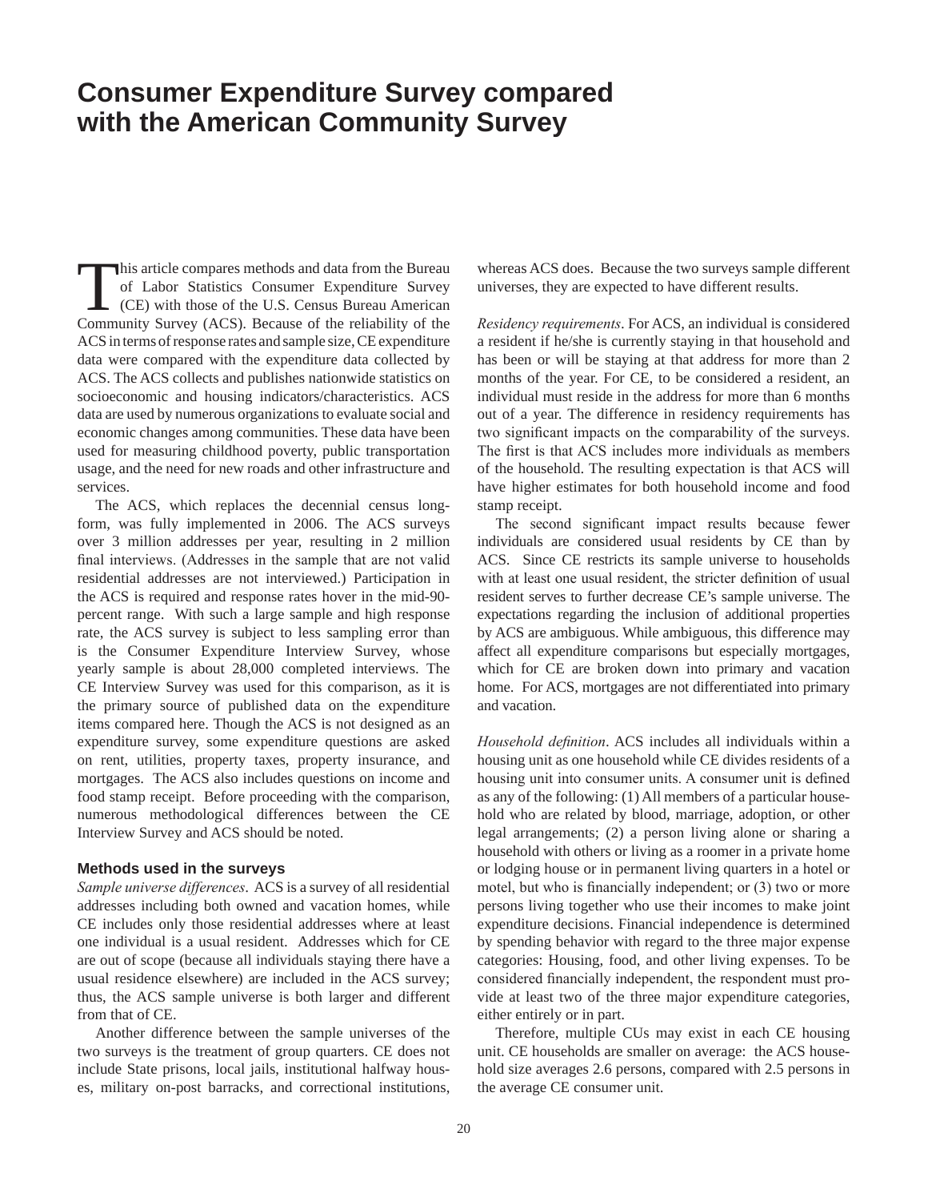# Consumer Expenditure Survey compared with the American Community Survey

This article compares methods and data from the Bureau of Labor Statistics Consumer Expenditure Survey (CE) with those of the U.S. Census Bureau American Community Survey (ACS). Because of the reliability of the ACS in terms of response rates and sample size, CE expenditure data were compared with the expenditure data collected by ACS. The ACS collects and publishes nationwide statistics on socioeconomic and housing indicators/characteristics. ACS data are used by numerous organizations to evaluate social and economic changes among communities. These data have been used for measuring childhood poverty, public transportation usage, and the need for new roads and other infrastructure and services.

The ACS, which replaces the decennial census long-form, was fully implemented in 2006. The ACS surveys over 3 million addresses per year, resulting in 2 million final interviews. (Addresses in the sample that are not valid residential addresses are not interviewed.) Participation in the ACS is required and response rates hover in the mid-90-percent range. With such a large sample and high response rate, the ACS survey is subject to less sampling error than is the Consumer Expenditure Interview Survey, whose yearly sample is about 28,000 completed interviews. The CE Interview Survey was used for this comparison, as it is the primary source of published data on the expenditure items compared here. Though the ACS is not designed as an expenditure survey, some expenditure questions are asked on rent, utilities, property taxes, property insurance, and mortgages. The ACS also includes questions on income and food stamp receipt. Before proceeding with the comparison, numerous methodological differences between the CE Interview Survey and ACS should be noted.

### Methods used in the surveys

*Sample universe differences*. ACS is a survey of all residential addresses including both owned and vacation homes, while CE includes only those residential addresses where at least one individual is a usual resident. Addresses which for CE are out of scope (because all individuals staying there have a usual residence elsewhere) are included in the ACS survey; thus, the ACS sample universe is both larger and different from that of CE.

Another difference between the sample universes of the two surveys is the treatment of group quarters. CE does not include State prisons, local jails, institutional halfway houses, military on-post barracks, and correctional institutions, whereas ACS does. Because the two surveys sample different universes, they are expected to have different results.

*Residency requirements*. For ACS, an individual is considered a resident if he/she is currently staying in that household and has been or will be staying at that address for more than 2 months of the year. For CE, to be considered a resident, an individual must reside in the address for more than 6 months out of a year. The difference in residency requirements has two significant impacts on the comparability of the surveys. The first is that ACS includes more individuals as members of the household. The resulting expectation is that ACS will have higher estimates for both household income and food stamp receipt.

The second significant impact results because fewer individuals are considered usual residents by CE than by ACS. Since CE restricts its sample universe to households with at least one usual resident, the stricter definition of usual resident serves to further decrease CE's sample universe. The expectations regarding the inclusion of additional properties by ACS are ambiguous. While ambiguous, this difference may affect all expenditure comparisons but especially mortgages, which for CE are broken down into primary and vacation home. For ACS, mortgages are not differentiated into primary and vacation.

*Household definition*. ACS includes all individuals within a housing unit as one household while CE divides residents of a housing unit into consumer units. A consumer unit is defined as any of the following: (1) All members of a particular household who are related by blood, marriage, adoption, or other legal arrangements; (2) a person living alone or sharing a household with others or living as a roomer in a private home or lodging house or in permanent living quarters in a hotel or motel, but who is financially independent; or (3) two or more persons living together who use their incomes to make joint expenditure decisions. Financial independence is determined by spending behavior with regard to the three major expense categories: Housing, food, and other living expenses. To be considered financially independent, the respondent must provide at least two of the three major expenditure categories, either entirely or in part.

Therefore, multiple CUs may exist in each CE housing unit. CE households are smaller on average: the ACS household size averages 2.6 persons, compared with 2.5 persons in the average CE consumer unit.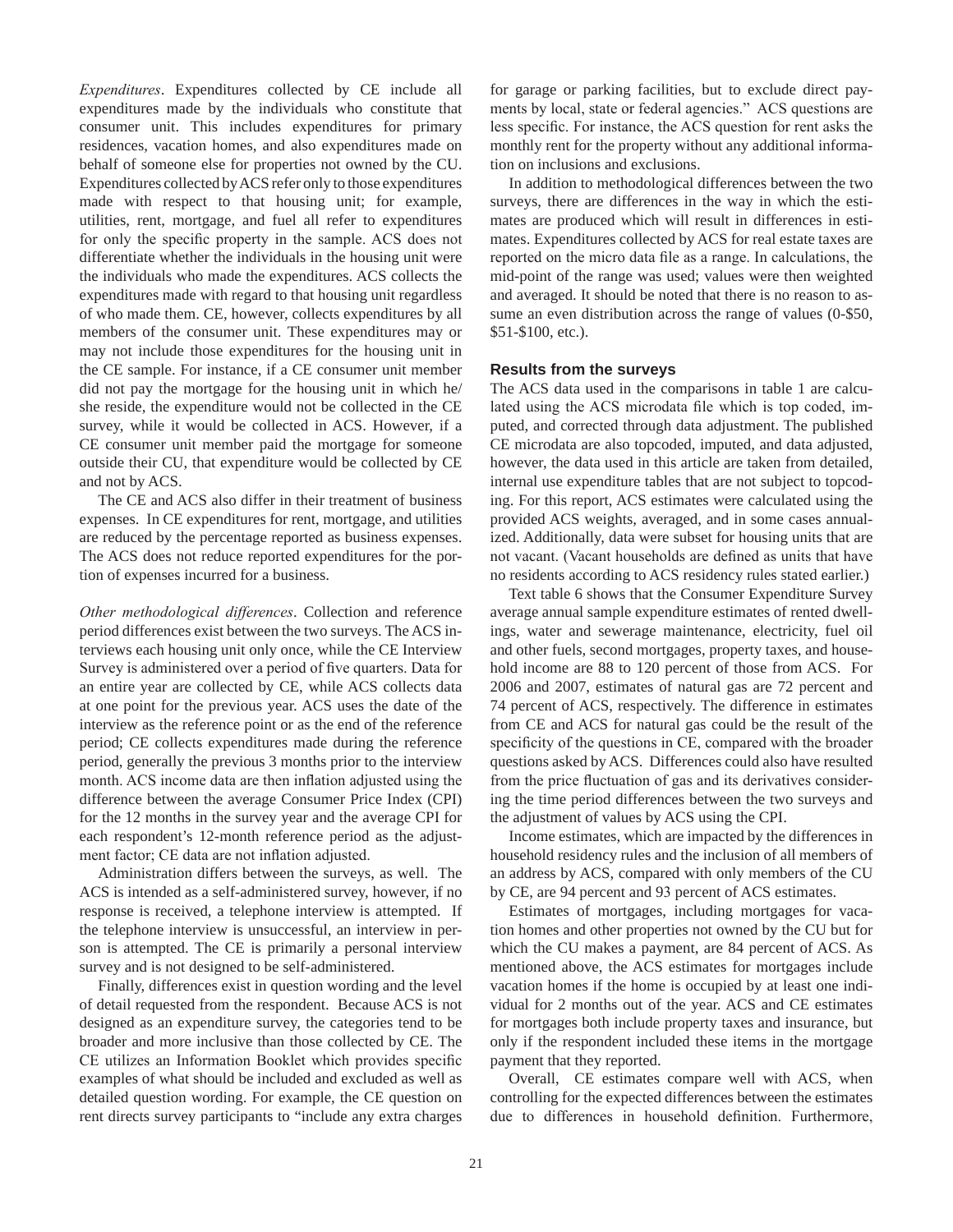*Expenditures*. Expenditures collected by CE include all expenditures made by the individuals who constitute that consumer unit. This includes expenditures for primary residences, vacation homes, and also expenditures made on behalf of someone else for properties not owned by the CU. Expenditures collected by ACS refer only to those expenditures made with respect to that housing unit; for example, utilities, rent, mortgage, and fuel all refer to expenditures for only the specific property in the sample. ACS does not differentiate whether the individuals in the housing unit were the individuals who made the expenditures. ACS collects the expenditures made with regard to that housing unit regardless of who made them. CE, however, collects expenditures by all members of the consumer unit. These expenditures may or may not include those expenditures for the housing unit in the CE sample. For instance, if a CE consumer unit member did not pay the mortgage for the housing unit in which he/she reside, the expenditure would not be collected in the CE survey, while it would be collected in ACS. However, if a CE consumer unit member paid the mortgage for someone outside their CU, that expenditure would be collected by CE and not by ACS.

The CE and ACS also differ in their treatment of business expenses. In CE expenditures for rent, mortgage, and utilities are reduced by the percentage reported as business expenses. The ACS does not reduce reported expenditures for the portion of expenses incurred for a business.

*Other methodological differences*. Collection and reference period differences exist between the two surveys. The ACS interviews each housing unit only once, while the CE Interview Survey is administered over a period of five quarters. Data for an entire year are collected by CE, while ACS collects data at one point for the previous year. ACS uses the date of the interview as the reference point or as the end of the reference period; CE collects expenditures made during the reference period, generally the previous 3 months prior to the interview month. ACS income data are then inflation adjusted using the difference between the average Consumer Price Index (CPI) for the 12 months in the survey year and the average CPI for each respondent's 12-month reference period as the adjustment factor; CE data are not inflation adjusted.

Administration differs between the surveys, as well. The ACS is intended as a self-administered survey, however, if no response is received, a telephone interview is attempted. If the telephone interview is unsuccessful, an interview in person is attempted. The CE is primarily a personal interview survey and is not designed to be self-administered.

Finally, differences exist in question wording and the level of detail requested from the respondent. Because ACS is not designed as an expenditure survey, the categories tend to be broader and more inclusive than those collected by CE. The CE utilizes an Information Booklet which provides specific examples of what should be included and excluded as well as detailed question wording. For example, the CE question on rent directs survey participants to "include any extra charges for garage or parking facilities, but to exclude direct payments by local, state or federal agencies." ACS questions are less specific. For instance, the ACS question for rent asks the monthly rent for the property without any additional information on inclusions and exclusions.

In addition to methodological differences between the two surveys, there are differences in the way in which the estimates are produced which will result in differences in estimates. Expenditures collected by ACS for real estate taxes are reported on the micro data file as a range. In calculations, the mid-point of the range was used; values were then weighted and averaged. It should be noted that there is no reason to assume an even distribution across the range of values (0-$50, $51-$100, etc.).

### Results from the surveys

The ACS data used in the comparisons in table 1 are calculated using the ACS microdata file which is top coded, imputed, and corrected through data adjustment. The published CE microdata are also topcoded, imputed, and data adjusted, however, the data used in this article are taken from detailed, internal use expenditure tables that are not subject to topcoding. For this report, ACS estimates were calculated using the provided ACS weights, averaged, and in some cases annualized. Additionally, data were subset for housing units that are not vacant. (Vacant households are defined as units that have no residents according to ACS residency rules stated earlier.)

Text table 6 shows that the Consumer Expenditure Survey average annual sample expenditure estimates of rented dwellings, water and sewerage maintenance, electricity, fuel oil and other fuels, second mortgages, property taxes, and household income are 88 to 120 percent of those from ACS. For 2006 and 2007, estimates of natural gas are 72 percent and 74 percent of ACS, respectively. The difference in estimates from CE and ACS for natural gas could be the result of the specificity of the questions in CE, compared with the broader questions asked by ACS. Differences could also have resulted from the price fluctuation of gas and its derivatives considering the time period differences between the two surveys and the adjustment of values by ACS using the CPI.

Income estimates, which are impacted by the differences in household residency rules and the inclusion of all members of an address by ACS, compared with only members of the CU by CE, are 94 percent and 93 percent of ACS estimates.

Estimates of mortgages, including mortgages for vacation homes and other properties not owned by the CU but for which the CU makes a payment, are 84 percent of ACS. As mentioned above, the ACS estimates for mortgages include vacation homes if the home is occupied by at least one individual for 2 months out of the year. ACS and CE estimates for mortgages both include property taxes and insurance, but only if the respondent included these items in the mortgage payment that they reported.

Overall, CE estimates compare well with ACS, when controlling for the expected differences between the estimates due to differences in household definition. Furthermore,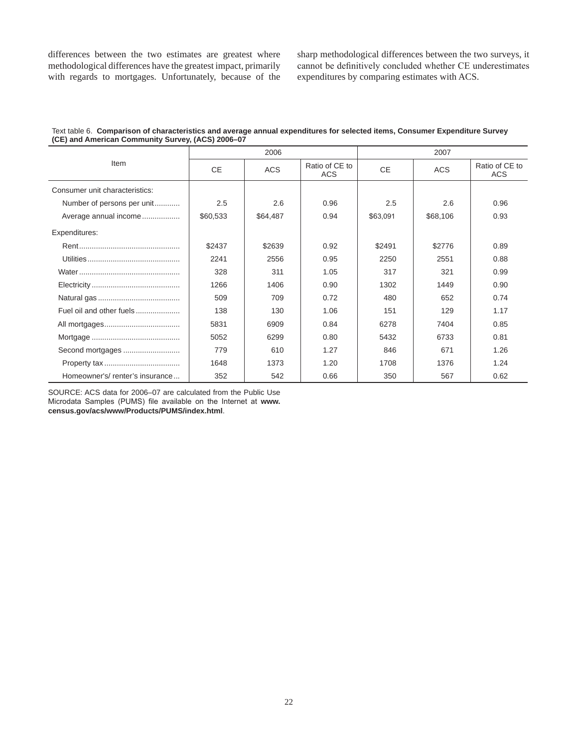differences between the two estimates are greatest where methodological differences have the greatest impact, primarily with regards to mortgages. Unfortunately, because of the sharp methodological differences between the two surveys, it cannot be definitively concluded whether CE underestimates expenditures by comparing estimates with ACS.

Text table 6. **Comparison of characteristics and average annual expenditures for selected items, Consumer Expenditure Survey (CE) and American Community Survey, (ACS) 2006–07**

| Item | 2006 | | | 2007 | | |
|---|---|---|---|---|---|---|
| | CE | ACS | Ratio of CE to ACS | CE | ACS | Ratio of CE to ACS |
| Consumer unit characteristics: | | | | | | |
| Number of persons per unit | 2.5 | 2.6 | 0.96 | 2.5 | 2.6 | 0.96 |
| Average annual income | $60,533 | $64,487 | 0.94 | $63,091 | $68,106 | 0.93 |
| Expenditures: | | | | | | |
| Rent | $2437 | $2639 | 0.92 | $2491 | $2776 | 0.89 |
| Utilities | 2241 | 2556 | 0.95 | 2250 | 2551 | 0.88 |
| Water | 328 | 311 | 1.05 | 317 | 321 | 0.99 |
| Electricity | 1266 | 1406 | 0.90 | 1302 | 1449 | 0.90 |
| Natural gas | 509 | 709 | 0.72 | 480 | 652 | 0.74 |
| Fuel oil and other fuels | 138 | 130 | 1.06 | 151 | 129 | 1.17 |
| All mortgages | 5831 | 6909 | 0.84 | 6278 | 7404 | 0.85 |
| Mortgage | 5052 | 6299 | 0.80 | 5432 | 6733 | 0.81 |
| Second mortgages | 779 | 610 | 1.27 | 846 | 671 | 1.26 |
| Property tax | 1648 | 1373 | 1.20 | 1708 | 1376 | 1.24 |
| Homeowner's/ renter's insurance | 352 | 542 | 0.66 | 350 | 567 | 0.62 |

SOURCE: ACS data for 2006–07 are calculated from the Public Use Microdata Samples (PUMS) file available on the Internet at **www.census.gov/acs/www/Products/PUMS/index.html**.